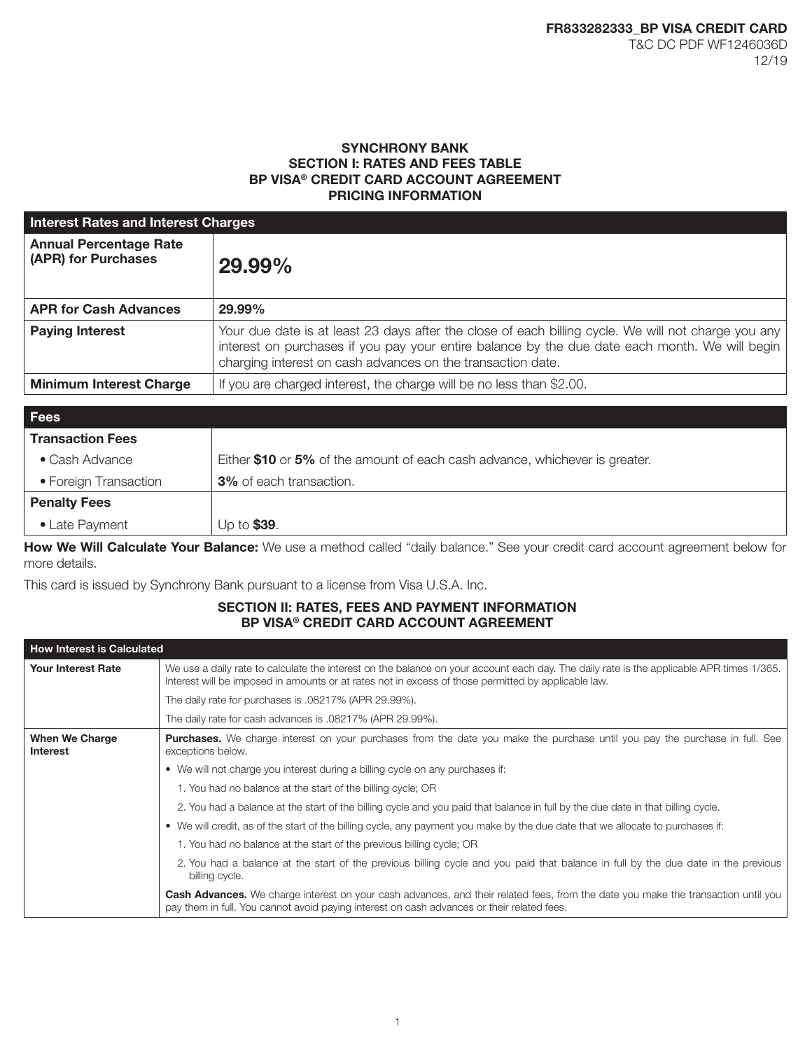**FR833282333_BP VISA CREDIT CARD**
T&C DC PDF WF1246036D
12/19

# SYNCHRONY BANK
## SECTION I: RATES AND FEES TABLE
## BP VISA® CREDIT CARD ACCOUNT AGREEMENT
## PRICING INFORMATION

| Interest Rates and Interest Charges | |
|---|---|
| **Annual Percentage Rate (APR) for Purchases** | **29.99%** |
| **APR for Cash Advances** | **29.99%** |
| **Paying Interest** | Your due date is at least 23 days after the close of each billing cycle. We will not charge you any interest on purchases if you pay your entire balance by the due date each month. We will begin charging interest on cash advances on the transaction date. |
| **Minimum Interest Charge** | If you are charged interest, the charge will be no less than $2.00. |

| Fees | |
|---|---|
| **Transaction Fees** | |
| • Cash Advance | Either **$10** or **5%** of the amount of each cash advance, whichever is greater. |
| • Foreign Transaction | **3%** of each transaction. |
| **Penalty Fees** | |
| • Late Payment | Up to **$39**. |

**How We Will Calculate Your Balance:** We use a method called "daily balance." See your credit card account agreement below for more details.

This card is issued by Synchrony Bank pursuant to a license from Visa U.S.A. Inc.

## SECTION II: RATES, FEES AND PAYMENT INFORMATION
## BP VISA® CREDIT CARD ACCOUNT AGREEMENT

| How Interest is Calculated | |
|---|---|
| **Your Interest Rate** | We use a daily rate to calculate the interest on the balance on your account each day. The daily rate is the applicable APR times 1/365. Interest will be imposed in amounts or at rates not in excess of those permitted by applicable law. |
| | The daily rate for purchases is .08217% (APR 29.99%). |
| | The daily rate for cash advances is .08217% (APR 29.99%). |
| **When We Charge Interest** | **Purchases.** We charge interest on your purchases from the date you make the purchase until you pay the purchase in full. See exceptions below. |
| | • We will not charge you interest during a billing cycle on any purchases if: |
| | 1. You had no balance at the start of the billing cycle; OR |
| | 2. You had a balance at the start of the billing cycle and you paid that balance in full by the due date in that billing cycle. |
| | • We will credit, as of the start of the billing cycle, any payment you make by the due date that we allocate to purchases if: |
| | 1. You had no balance at the start of the previous billing cycle; OR |
| | 2. You had a balance at the start of the previous billing cycle and you paid that balance in full by the due date in the previous billing cycle. |
| | **Cash Advances.** We charge interest on your cash advances, and their related fees, from the date you make the transaction until you pay them in full. You cannot avoid paying interest on cash advances or their related fees. |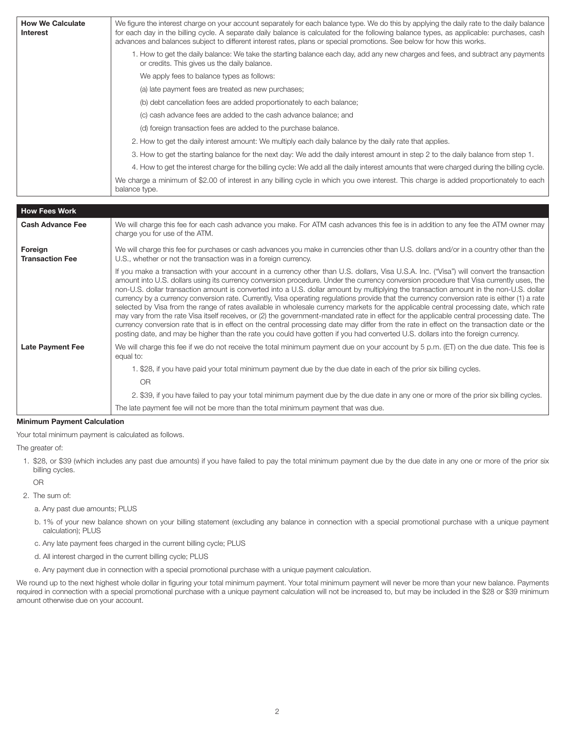| **How We Calculate Interest** | We figure the interest charge on your account separately for each balance type. We do this by applying the daily rate to the daily balance for each day in the billing cycle. A separate daily balance is calculated for the following balance types, as applicable: purchases, cash advances and balances subject to different interest rates, plans or special promotions. See below for how this works.<br>1. How to get the daily balance: We take the starting balance each day, add any new charges and fees, and subtract any payments or credits. This gives us the daily balance.<br>We apply fees to balance types as follows:<br>(a) late payment fees are treated as new purchases;<br>(b) debt cancellation fees are added proportionately to each balance;<br>(c) cash advance fees are added to the cash advance balance; and<br>(d) foreign transaction fees are added to the purchase balance.<br>2. How to get the daily interest amount: We multiply each daily balance by the daily rate that applies.<br>3. How to get the starting balance for the next day: We add the daily interest amount in step 2 to the daily balance from step 1.<br>4. How to get the interest charge for the billing cycle: We add all the daily interest amounts that were charged during the billing cycle.<br>We charge a minimum of $2.00 of interest in any billing cycle in which you owe interest. This charge is added proportionately to each balance type. |
|---|---|

| **How Fees Work** | |
|---|---|
| **Cash Advance Fee** | We will charge this fee for each cash advance you make. For ATM cash advances this fee is in addition to any fee the ATM owner may charge you for use of the ATM. |
| **Foreign Transaction Fee** | We will charge this fee for purchases or cash advances you make in currencies other than U.S. dollars and/or in a country other than the U.S., whether or not the transaction was in a foreign currency.<br>If you make a transaction with your account in a currency other than U.S. dollars, Visa U.S.A. Inc. ("Visa") will convert the transaction amount into U.S. dollars using its currency conversion procedure. Under the currency conversion procedure that Visa currently uses, the non-U.S. dollar transaction amount is converted into a U.S. dollar amount by multiplying the transaction amount in the non-U.S. dollar currency by a currency conversion rate. Currently, Visa operating regulations provide that the currency conversion rate is either (1) a rate selected by Visa from the range of rates available in wholesale currency markets for the applicable central processing date, which rate may vary from the rate Visa itself receives, or (2) the government-mandated rate in effect for the applicable central processing date. The currency conversion rate that is in effect on the central processing date may differ from the rate in effect on the transaction date or the posting date, and may be higher than the rate you could have gotten if you had converted U.S. dollars into the foreign currency. |
| **Late Payment Fee** | We will charge this fee if we do not receive the total minimum payment due on your account by 5 p.m. (ET) on the due date. This fee is equal to:<br>1. $28, if you have paid your total minimum payment due by the due date in each of the prior six billing cycles.<br>OR<br>2. $39, if you have failed to pay your total minimum payment due by the due date in any one or more of the prior six billing cycles.<br>The late payment fee will not be more than the total minimum payment that was due. |

**Minimum Payment Calculation**

Your total minimum payment is calculated as follows.

The greater of:

1. $28, or $39 (which includes any past due amounts) if you have failed to pay the total minimum payment due by the due date in any one or more of the prior six billing cycles.

   OR

2. The sum of:

   a. Any past due amounts; PLUS

   b. 1% of your new balance shown on your billing statement (excluding any balance in connection with a special promotional purchase with a unique payment calculation); PLUS

   c. Any late payment fees charged in the current billing cycle; PLUS

   d. All interest charged in the current billing cycle; PLUS

   e. Any payment due in connection with a special promotional purchase with a unique payment calculation.

We round up to the next highest whole dollar in figuring your total minimum payment. Your total minimum payment will never be more than your new balance. Payments required in connection with a special promotional purchase with a unique payment calculation will not be increased to, but may be included in the $28 or $39 minimum amount otherwise due on your account.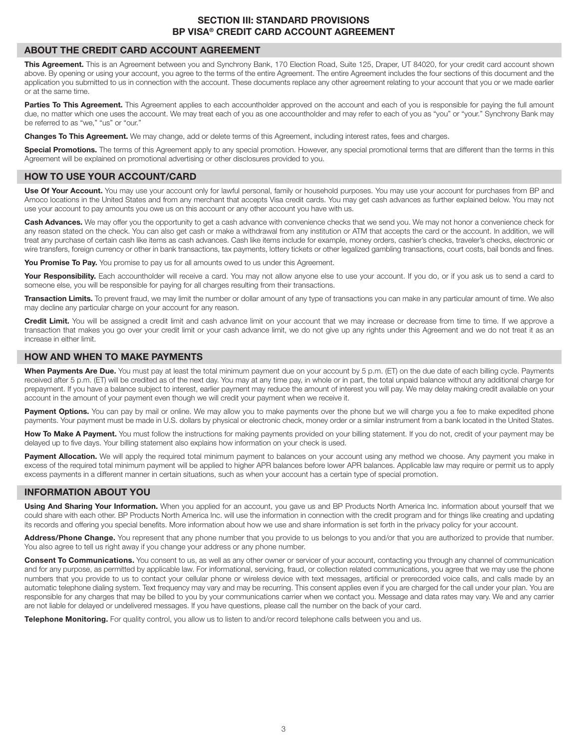# SECTION III: STANDARD PROVISIONS
# BP VISA® CREDIT CARD ACCOUNT AGREEMENT

## ABOUT THE CREDIT CARD ACCOUNT AGREEMENT

**This Agreement.** This is an Agreement between you and Synchrony Bank, 170 Election Road, Suite 125, Draper, UT 84020, for your credit card account shown above. By opening or using your account, you agree to the terms of the entire Agreement. The entire Agreement includes the four sections of this document and the application you submitted to us in connection with the account. These documents replace any other agreement relating to your account that you or we made earlier or at the same time.

**Parties To This Agreement.** This Agreement applies to each accountholder approved on the account and each of you is responsible for paying the full amount due, no matter which one uses the account. We may treat each of you as one accountholder and may refer to each of you as "you" or "your." Synchrony Bank may be referred to as "we," "us" or "our."

**Changes To This Agreement.** We may change, add or delete terms of this Agreement, including interest rates, fees and charges.

**Special Promotions.** The terms of this Agreement apply to any special promotion. However, any special promotional terms that are different than the terms in this Agreement will be explained on promotional advertising or other disclosures provided to you.

## HOW TO USE YOUR ACCOUNT/CARD

**Use Of Your Account.** You may use your account only for lawful personal, family or household purposes. You may use your account for purchases from BP and Amoco locations in the United States and from any merchant that accepts Visa credit cards. You may get cash advances as further explained below. You may not use your account to pay amounts you owe us on this account or any other account you have with us.

**Cash Advances.** We may offer you the opportunity to get a cash advance with convenience checks that we send you. We may not honor a convenience check for any reason stated on the check. You can also get cash or make a withdrawal from any institution or ATM that accepts the card or the account. In addition, we will treat any purchase of certain cash like items as cash advances. Cash like items include for example, money orders, cashier's checks, traveler's checks, electronic or wire transfers, foreign currency or other in bank transactions, tax payments, lottery tickets or other legalized gambling transactions, court costs, bail bonds and fines.

**You Promise To Pay.** You promise to pay us for all amounts owed to us under this Agreement.

**Your Responsibility.** Each accountholder will receive a card. You may not allow anyone else to use your account. If you do, or if you ask us to send a card to someone else, you will be responsible for paying for all charges resulting from their transactions.

**Transaction Limits.** To prevent fraud, we may limit the number or dollar amount of any type of transactions you can make in any particular amount of time. We also may decline any particular charge on your account for any reason.

**Credit Limit.** You will be assigned a credit limit and cash advance limit on your account that we may increase or decrease from time to time. If we approve a transaction that makes you go over your credit limit or your cash advance limit, we do not give up any rights under this Agreement and we do not treat it as an increase in either limit.

## HOW AND WHEN TO MAKE PAYMENTS

**When Payments Are Due.** You must pay at least the total minimum payment due on your account by 5 p.m. (ET) on the due date of each billing cycle. Payments received after 5 p.m. (ET) will be credited as of the next day. You may at any time pay, in whole or in part, the total unpaid balance without any additional charge for prepayment. If you have a balance subject to interest, earlier payment may reduce the amount of interest you will pay. We may delay making credit available on your account in the amount of your payment even though we will credit your payment when we receive it.

**Payment Options.** You can pay by mail or online. We may allow you to make payments over the phone but we will charge you a fee to make expedited phone payments. Your payment must be made in U.S. dollars by physical or electronic check, money order or a similar instrument from a bank located in the United States.

**How To Make A Payment.** You must follow the instructions for making payments provided on your billing statement. If you do not, credit of your payment may be delayed up to five days. Your billing statement also explains how information on your check is used.

**Payment Allocation.** We will apply the required total minimum payment to balances on your account using any method we choose. Any payment you make in excess of the required total minimum payment will be applied to higher APR balances before lower APR balances. Applicable law may require or permit us to apply excess payments in a different manner in certain situations, such as when your account has a certain type of special promotion.

## INFORMATION ABOUT YOU

**Using And Sharing Your Information.** When you applied for an account, you gave us and BP Products North America Inc. information about yourself that we could share with each other. BP Products North America Inc. will use the information in connection with the credit program and for things like creating and updating its records and offering you special benefits. More information about how we use and share information is set forth in the privacy policy for your account.

**Address/Phone Change.** You represent that any phone number that you provide to us belongs to you and/or that you are authorized to provide that number. You also agree to tell us right away if you change your address or any phone number.

**Consent To Communications.** You consent to us, as well as any other owner or servicer of your account, contacting you through any channel of communication and for any purpose, as permitted by applicable law. For informational, servicing, fraud, or collection related communications, you agree that we may use the phone numbers that you provide to us to contact your cellular phone or wireless device with text messages, artificial or prerecorded voice calls, and calls made by an automatic telephone dialing system. Text frequency may vary and may be recurring. This consent applies even if you are charged for the call under your plan. You are responsible for any charges that may be billed to you by your communications carrier when we contact you. Message and data rates may vary. We and any carrier are not liable for delayed or undelivered messages. If you have questions, please call the number on the back of your card.

**Telephone Monitoring.** For quality control, you allow us to listen to and/or record telephone calls between you and us.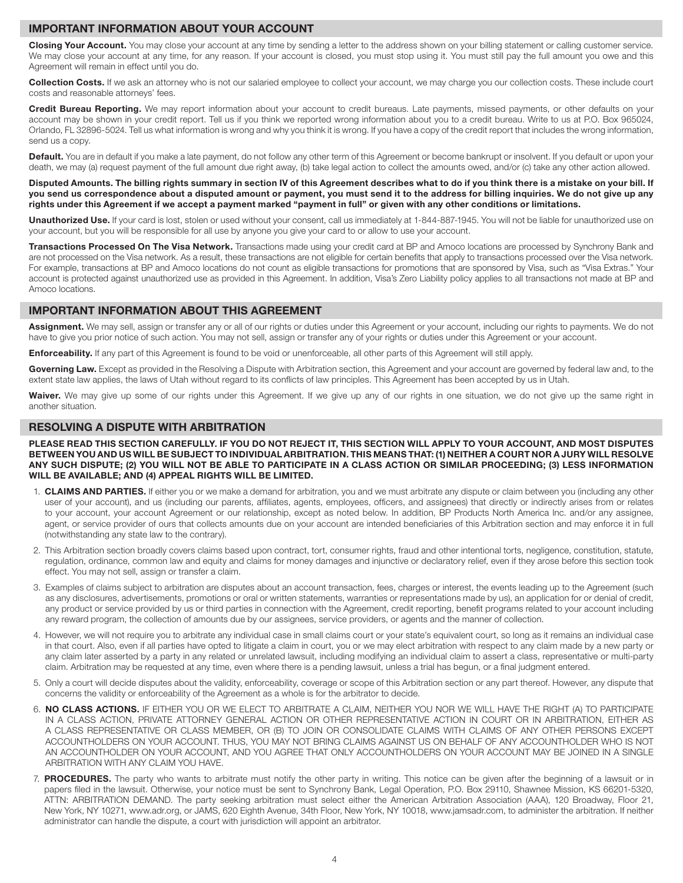## IMPORTANT INFORMATION ABOUT YOUR ACCOUNT

**Closing Your Account.** You may close your account at any time by sending a letter to the address shown on your billing statement or calling customer service. We may close your account at any time, for any reason. If your account is closed, you must stop using it. You must still pay the full amount you owe and this Agreement will remain in effect until you do.

**Collection Costs.** If we ask an attorney who is not our salaried employee to collect your account, we may charge you our collection costs. These include court costs and reasonable attorneys' fees.

**Credit Bureau Reporting.** We may report information about your account to credit bureaus. Late payments, missed payments, or other defaults on your account may be shown in your credit report. Tell us if you think we reported wrong information about you to a credit bureau. Write to us at P.O. Box 965024, Orlando, FL 32896-5024. Tell us what information is wrong and why you think it is wrong. If you have a copy of the credit report that includes the wrong information, send us a copy.

**Default.** You are in default if you make a late payment, do not follow any other term of this Agreement or become bankrupt or insolvent. If you default or upon your death, we may (a) request payment of the full amount due right away, (b) take legal action to collect the amounts owed, and/or (c) take any other action allowed.

**Disputed Amounts. The billing rights summary in section IV of this Agreement describes what to do if you think there is a mistake on your bill. If you send us correspondence about a disputed amount or payment, you must send it to the address for billing inquiries. We do not give up any rights under this Agreement if we accept a payment marked "payment in full" or given with any other conditions or limitations.**

**Unauthorized Use.** If your card is lost, stolen or used without your consent, call us immediately at 1-844-887-1945. You will not be liable for unauthorized use on your account, but you will be responsible for all use by anyone you give your card to or allow to use your account.

**Transactions Processed On The Visa Network.** Transactions made using your credit card at BP and Amoco locations are processed by Synchrony Bank and are not processed on the Visa network. As a result, these transactions are not eligible for certain benefits that apply to transactions processed over the Visa network. For example, transactions at BP and Amoco locations do not count as eligible transactions for promotions that are sponsored by Visa, such as "Visa Extras." Your account is protected against unauthorized use as provided in this Agreement. In addition, Visa's Zero Liability policy applies to all transactions not made at BP and Amoco locations.

## IMPORTANT INFORMATION ABOUT THIS AGREEMENT

**Assignment.** We may sell, assign or transfer any or all of our rights or duties under this Agreement or your account, including our rights to payments. We do not have to give you prior notice of such action. You may not sell, assign or transfer any of your rights or duties under this Agreement or your account.

**Enforceability.** If any part of this Agreement is found to be void or unenforceable, all other parts of this Agreement will still apply.

**Governing Law.** Except as provided in the Resolving a Dispute with Arbitration section, this Agreement and your account are governed by federal law and, to the extent state law applies, the laws of Utah without regard to its conflicts of law principles. This Agreement has been accepted by us in Utah.

**Waiver.** We may give up some of our rights under this Agreement. If we give up any of our rights in one situation, we do not give up the same right in another situation.

## RESOLVING A DISPUTE WITH ARBITRATION

**PLEASE READ THIS SECTION CAREFULLY. IF YOU DO NOT REJECT IT, THIS SECTION WILL APPLY TO YOUR ACCOUNT, AND MOST DISPUTES BETWEEN YOU AND US WILL BE SUBJECT TO INDIVIDUAL ARBITRATION. THIS MEANS THAT: (1) NEITHER A COURT NOR A JURY WILL RESOLVE ANY SUCH DISPUTE; (2) YOU WILL NOT BE ABLE TO PARTICIPATE IN A CLASS ACTION OR SIMILAR PROCEEDING; (3) LESS INFORMATION WILL BE AVAILABLE; AND (4) APPEAL RIGHTS WILL BE LIMITED.**

1. **CLAIMS AND PARTIES.** If either you or we make a demand for arbitration, you and we must arbitrate any dispute or claim between you (including any other user of your account), and us (including our parents, affiliates, agents, employees, officers, and assignees) that directly or indirectly arises from or relates to your account, your account Agreement or our relationship, except as noted below. In addition, BP Products North America Inc. and/or any assignee, agent, or service provider of ours that collects amounts due on your account are intended beneficiaries of this Arbitration section and may enforce it in full (notwithstanding any state law to the contrary).
2. This Arbitration section broadly covers claims based upon contract, tort, consumer rights, fraud and other intentional torts, negligence, constitution, statute, regulation, ordinance, common law and equity and claims for money damages and injunctive or declaratory relief, even if they arose before this section took effect. You may not sell, assign or transfer a claim.
3. Examples of claims subject to arbitration are disputes about an account transaction, fees, charges or interest, the events leading up to the Agreement (such as any disclosures, advertisements, promotions or oral or written statements, warranties or representations made by us), an application for or denial of credit, any product or service provided by us or third parties in connection with the Agreement, credit reporting, benefit programs related to your account including any reward program, the collection of amounts due by our assignees, service providers, or agents and the manner of collection.
4. However, we will not require you to arbitrate any individual case in small claims court or your state's equivalent court, so long as it remains an individual case in that court. Also, even if all parties have opted to litigate a claim in court, you or we may elect arbitration with respect to any claim made by a new party or any claim later asserted by a party in any related or unrelated lawsuit, including modifying an individual claim to assert a class, representative or multi-party claim. Arbitration may be requested at any time, even where there is a pending lawsuit, unless a trial has begun, or a final judgment entered.
5. Only a court will decide disputes about the validity, enforceability, coverage or scope of this Arbitration section or any part thereof. However, any dispute that concerns the validity or enforceability of the Agreement as a whole is for the arbitrator to decide.
6. **NO CLASS ACTIONS.** IF EITHER YOU OR WE ELECT TO ARBITRATE A CLAIM, NEITHER YOU NOR WE WILL HAVE THE RIGHT (A) TO PARTICIPATE IN A CLASS ACTION, PRIVATE ATTORNEY GENERAL ACTION OR OTHER REPRESENTATIVE ACTION IN COURT OR IN ARBITRATION, EITHER AS A CLASS REPRESENTATIVE OR CLASS MEMBER, OR (B) TO JOIN OR CONSOLIDATE CLAIMS WITH CLAIMS OF ANY OTHER PERSONS EXCEPT ACCOUNTHOLDERS ON YOUR ACCOUNT. THUS, YOU MAY NOT BRING CLAIMS AGAINST US ON BEHALF OF ANY ACCOUNTHOLDER WHO IS NOT AN ACCOUNTHOLDER ON YOUR ACCOUNT, AND YOU AGREE THAT ONLY ACCOUNTHOLDERS ON YOUR ACCOUNT MAY BE JOINED IN A SINGLE ARBITRATION WITH ANY CLAIM YOU HAVE.
7. **PROCEDURES.** The party who wants to arbitrate must notify the other party in writing. This notice can be given after the beginning of a lawsuit or in papers filed in the lawsuit. Otherwise, your notice must be sent to Synchrony Bank, Legal Operation, P.O. Box 29110, Shawnee Mission, KS 66201-5320, ATTN: ARBITRATION DEMAND. The party seeking arbitration must select either the American Arbitration Association (AAA), 120 Broadway, Floor 21, New York, NY 10271, www.adr.org, or JAMS, 620 Eighth Avenue, 34th Floor, New York, NY 10018, www.jamsadr.com, to administer the arbitration. If neither administrator can handle the dispute, a court with jurisdiction will appoint an arbitrator.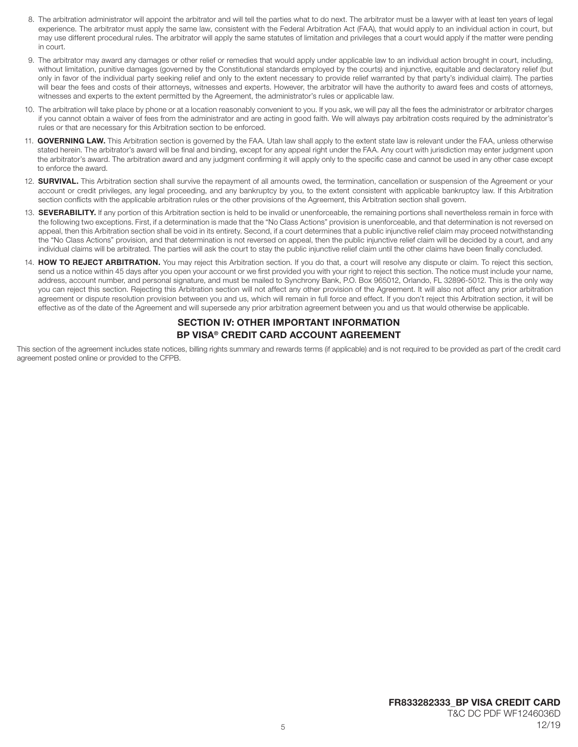8. The arbitration administrator will appoint the arbitrator and will tell the parties what to do next. The arbitrator must be a lawyer with at least ten years of legal experience. The arbitrator must apply the same law, consistent with the Federal Arbitration Act (FAA), that would apply to an individual action in court, but may use different procedural rules. The arbitrator will apply the same statutes of limitation and privileges that a court would apply if the matter were pending in court.

9. The arbitrator may award any damages or other relief or remedies that would apply under applicable law to an individual action brought in court, including, without limitation, punitive damages (governed by the Constitutional standards employed by the courts) and injunctive, equitable and declaratory relief (but only in favor of the individual party seeking relief and only to the extent necessary to provide relief warranted by that party's individual claim). The parties will bear the fees and costs of their attorneys, witnesses and experts. However, the arbitrator will have the authority to award fees and costs of attorneys, witnesses and experts to the extent permitted by the Agreement, the administrator's rules or applicable law.

10. The arbitration will take place by phone or at a location reasonably convenient to you. If you ask, we will pay all the fees the administrator or arbitrator charges if you cannot obtain a waiver of fees from the administrator and are acting in good faith. We will always pay arbitration costs required by the administrator's rules or that are necessary for this Arbitration section to be enforced.

11. **GOVERNING LAW.** This Arbitration section is governed by the FAA. Utah law shall apply to the extent state law is relevant under the FAA, unless otherwise stated herein. The arbitrator's award will be final and binding, except for any appeal right under the FAA. Any court with jurisdiction may enter judgment upon the arbitrator's award. The arbitration award and any judgment confirming it will apply only to the specific case and cannot be used in any other case except to enforce the award.

12. **SURVIVAL.** This Arbitration section shall survive the repayment of all amounts owed, the termination, cancellation or suspension of the Agreement or your account or credit privileges, any legal proceeding, and any bankruptcy by you, to the extent consistent with applicable bankruptcy law. If this Arbitration section conflicts with the applicable arbitration rules or the other provisions of the Agreement, this Arbitration section shall govern.

13. **SEVERABILITY.** If any portion of this Arbitration section is held to be invalid or unenforceable, the remaining portions shall nevertheless remain in force with the following two exceptions. First, if a determination is made that the "No Class Actions" provision is unenforceable, and that determination is not reversed on appeal, then this Arbitration section shall be void in its entirety. Second, if a court determines that a public injunctive relief claim may proceed notwithstanding the "No Class Actions" provision, and that determination is not reversed on appeal, then the public injunctive relief claim will be decided by a court, and any individual claims will be arbitrated. The parties will ask the court to stay the public injunctive relief claim until the other claims have been finally concluded.

14. **HOW TO REJECT ARBITRATION.** You may reject this Arbitration section. If you do that, a court will resolve any dispute or claim. To reject this section, send us a notice within 45 days after you open your account or we first provided you with your right to reject this section. The notice must include your name, address, account number, and personal signature, and must be mailed to Synchrony Bank, P.O. Box 965012, Orlando, FL 32896-5012. This is the only way you can reject this section. Rejecting this Arbitration section will not affect any other provision of the Agreement. It will also not affect any prior arbitration agreement or dispute resolution provision between you and us, which will remain in full force and effect. If you don't reject this Arbitration section, it will be effective as of the date of the Agreement and will supersede any prior arbitration agreement between you and us that would otherwise be applicable.

## SECTION IV: OTHER IMPORTANT INFORMATION
## BP VISA® CREDIT CARD ACCOUNT AGREEMENT

This section of the agreement includes state notices, billing rights summary and rewards terms (if applicable) and is not required to be provided as part of the credit card agreement posted online or provided to the CFPB.

**FR833282333_BP VISA CREDIT CARD**
T&C DC PDF WF1246036D
12/19